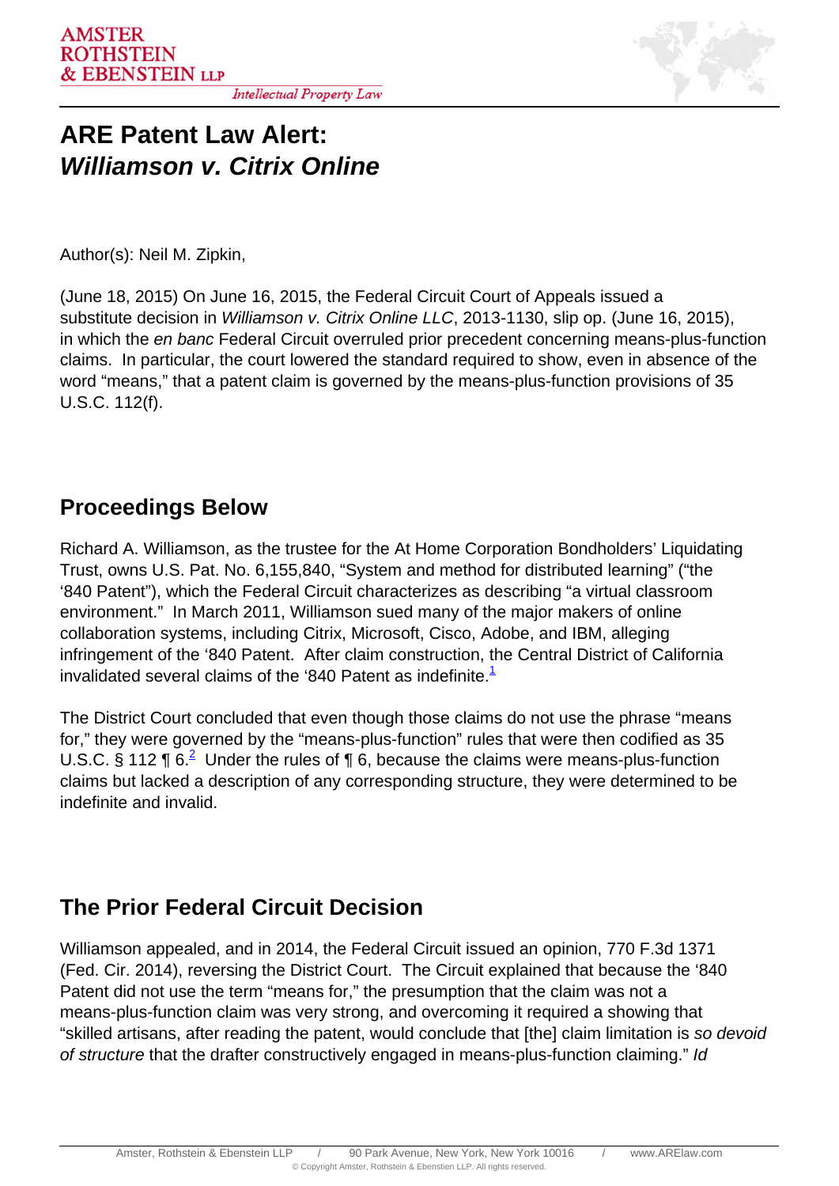# ARE Patent Law Alert: *Williamson v. Citrix Online*

Author(s): Neil M. Zipkin,

(June 18, 2015) On June 16, 2015, the Federal Circuit Court of Appeals issued a substitute decision in *Williamson v. Citrix Online LLC*, 2013-1130, slip op. (June 16, 2015), in which the *en banc* Federal Circuit overruled prior precedent concerning means-plus-function claims. In particular, the court lowered the standard required to show, even in absence of the word "means," that a patent claim is governed by the means-plus-function provisions of 35 U.S.C. 112(f).

## Proceedings Below

Richard A. Williamson, as the trustee for the At Home Corporation Bondholders' Liquidating Trust, owns U.S. Pat. No. 6,155,840, "System and method for distributed learning" ("the '840 Patent"), which the Federal Circuit characterizes as describing "a virtual classroom environment." In March 2011, Williamson sued many of the major makers of online collaboration systems, including Citrix, Microsoft, Cisco, Adobe, and IBM, alleging infringement of the '840 Patent. After claim construction, the Central District of California invalidated several claims of the '840 Patent as indefinite.[1]

The District Court concluded that even though those claims do not use the phrase "means for," they were governed by the "means-plus-function" rules that were then codified as 35 U.S.C. § 112 ¶ 6.[2] Under the rules of ¶ 6, because the claims were means-plus-function claims but lacked a description of any corresponding structure, they were determined to be indefinite and invalid.

## The Prior Federal Circuit Decision

Williamson appealed, and in 2014, the Federal Circuit issued an opinion, 770 F.3d 1371 (Fed. Cir. 2014), reversing the District Court. The Circuit explained that because the '840 Patent did not use the term "means for," the presumption that the claim was not a means-plus-function claim was very strong, and overcoming it required a showing that "skilled artisans, after reading the patent, would conclude that [the] claim limitation is *so devoid of structure* that the drafter constructively engaged in means-plus-function claiming." *Id*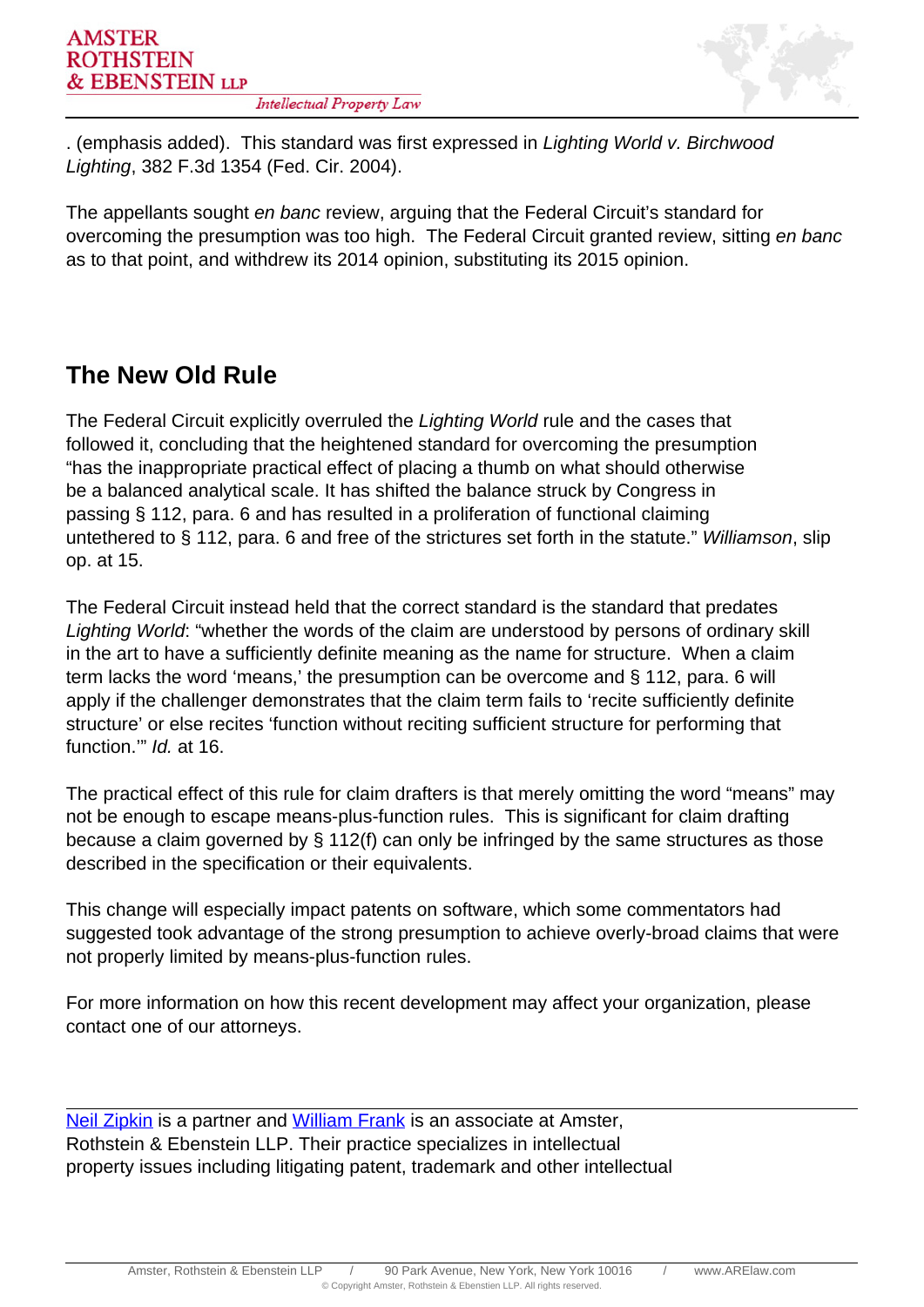. (emphasis added). This standard was first expressed in *Lighting World v. Birchwood Lighting*, 382 F.3d 1354 (Fed. Cir. 2004).

The appellants sought *en banc* review, arguing that the Federal Circuit's standard for overcoming the presumption was too high. The Federal Circuit granted review, sitting *en banc* as to that point, and withdrew its 2014 opinion, substituting its 2015 opinion.

## The New Old Rule

The Federal Circuit explicitly overruled the *Lighting World* rule and the cases that followed it, concluding that the heightened standard for overcoming the presumption "has the inappropriate practical effect of placing a thumb on what should otherwise be a balanced analytical scale. It has shifted the balance struck by Congress in passing § 112, para. 6 and has resulted in a proliferation of functional claiming untethered to § 112, para. 6 and free of the strictures set forth in the statute." *Williamson*, slip op. at 15.

The Federal Circuit instead held that the correct standard is the standard that predates *Lighting World*: "whether the words of the claim are understood by persons of ordinary skill in the art to have a sufficiently definite meaning as the name for structure. When a claim term lacks the word 'means,' the presumption can be overcome and § 112, para. 6 will apply if the challenger demonstrates that the claim term fails to 'recite sufficiently definite structure' or else recites 'function without reciting sufficient structure for performing that function.'" *Id.* at 16.

The practical effect of this rule for claim drafters is that merely omitting the word "means" may not be enough to escape means-plus-function rules. This is significant for claim drafting because a claim governed by § 112(f) can only be infringed by the same structures as those described in the specification or their equivalents.

This change will especially impact patents on software, which some commentators had suggested took advantage of the strong presumption to achieve overly-broad claims that were not properly limited by means-plus-function rules.

For more information on how this recent development may affect your organization, please contact one of our attorneys.

---

[Neil Zipkin] is a partner and [William Frank] is an associate at Amster, Rothstein & Ebenstein LLP. Their practice specializes in intellectual property issues including litigating patent, trademark and other intellectual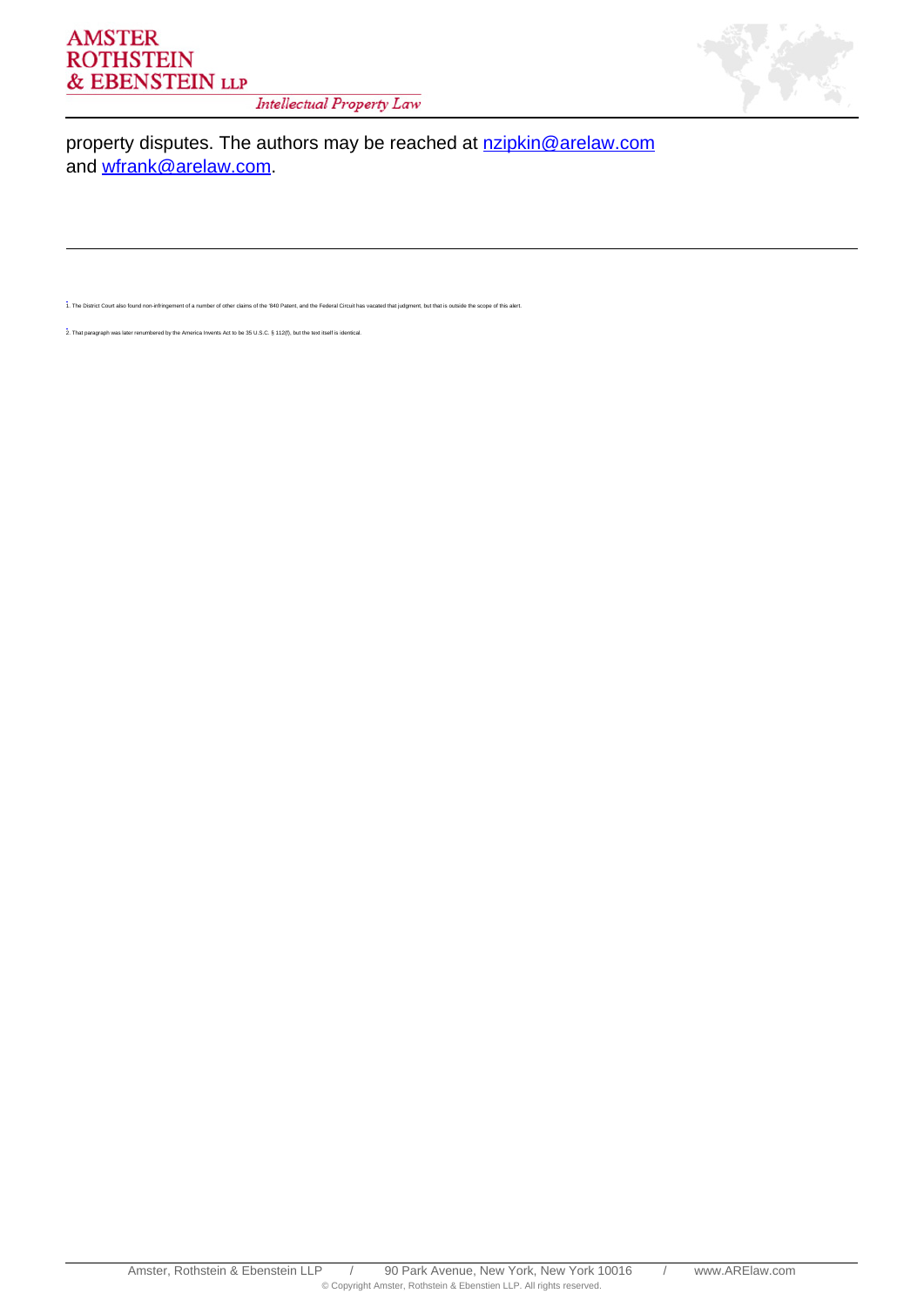property disputes. The authors may be reached at nzipkin@arelaw.com and wfrank@arelaw.com.

---

1. The District Court also found non-infringement of a number of other claims of the '840 Patent, and the Federal Circuit has vacated that judgment, but that is outside the scope of this alert.

2. That paragraph was later renumbered by the America Invents Act to be 35 U.S.C. § 112(f), but the text itself is identical.